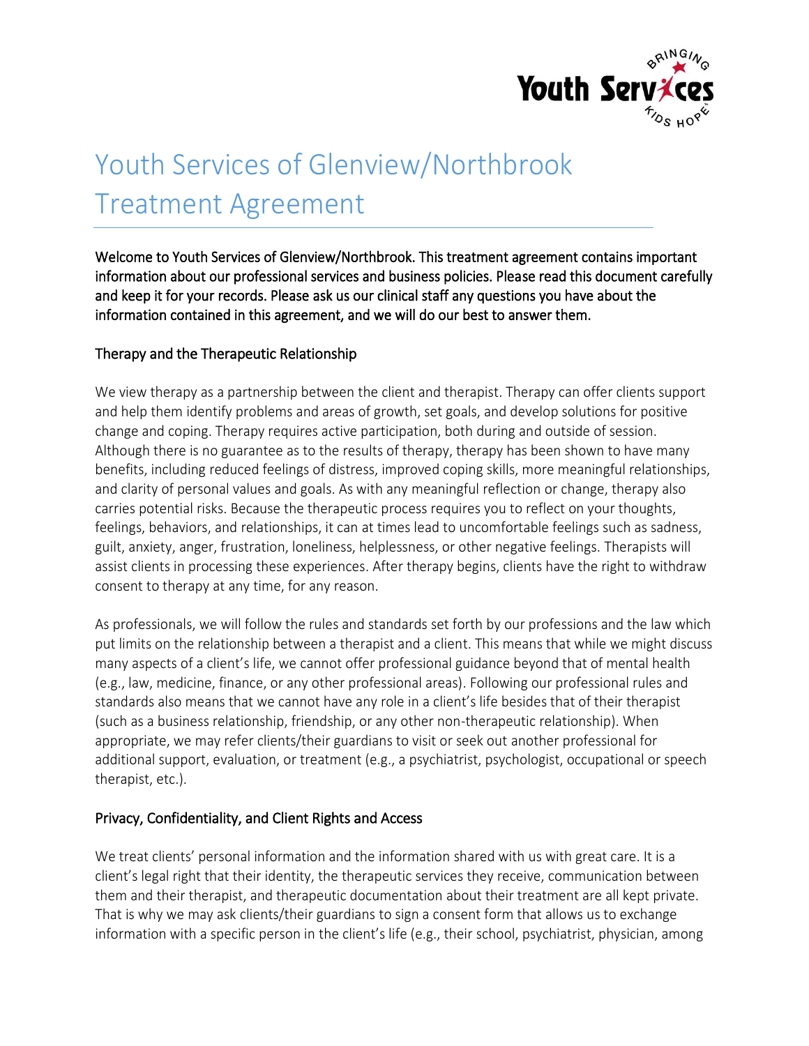# Youth Services of Glenview/Northbrook Treatment Agreement

Welcome to Youth Services of Glenview/Northbrook. This treatment agreement contains important information about our professional services and business policies. Please read this document carefully and keep it for your records. Please ask us our clinical staff any questions you have about the information contained in this agreement, and we will do our best to answer them.

## Therapy and the Therapeutic Relationship

We view therapy as a partnership between the client and therapist. Therapy can offer clients support and help them identify problems and areas of growth, set goals, and develop solutions for positive change and coping. Therapy requires active participation, both during and outside of session. Although there is no guarantee as to the results of therapy, therapy has been shown to have many benefits, including reduced feelings of distress, improved coping skills, more meaningful relationships, and clarity of personal values and goals. As with any meaningful reflection or change, therapy also carries potential risks. Because the therapeutic process requires you to reflect on your thoughts, feelings, behaviors, and relationships, it can at times lead to uncomfortable feelings such as sadness, guilt, anxiety, anger, frustration, loneliness, helplessness, or other negative feelings. Therapists will assist clients in processing these experiences. After therapy begins, clients have the right to withdraw consent to therapy at any time, for any reason.

As professionals, we will follow the rules and standards set forth by our professions and the law which put limits on the relationship between a therapist and a client. This means that while we might discuss many aspects of a client's life, we cannot offer professional guidance beyond that of mental health (e.g., law, medicine, finance, or any other professional areas). Following our professional rules and standards also means that we cannot have any role in a client's life besides that of their therapist (such as a business relationship, friendship, or any other non-therapeutic relationship). When appropriate, we may refer clients/their guardians to visit or seek out another professional for additional support, evaluation, or treatment (e.g., a psychiatrist, psychologist, occupational or speech therapist, etc.).

## Privacy, Confidentiality, and Client Rights and Access

We treat clients' personal information and the information shared with us with great care. It is a client's legal right that their identity, the therapeutic services they receive, communication between them and their therapist, and therapeutic documentation about their treatment are all kept private. That is why we may ask clients/their guardians to sign a consent form that allows us to exchange information with a specific person in the client's life (e.g., their school, psychiatrist, physician, among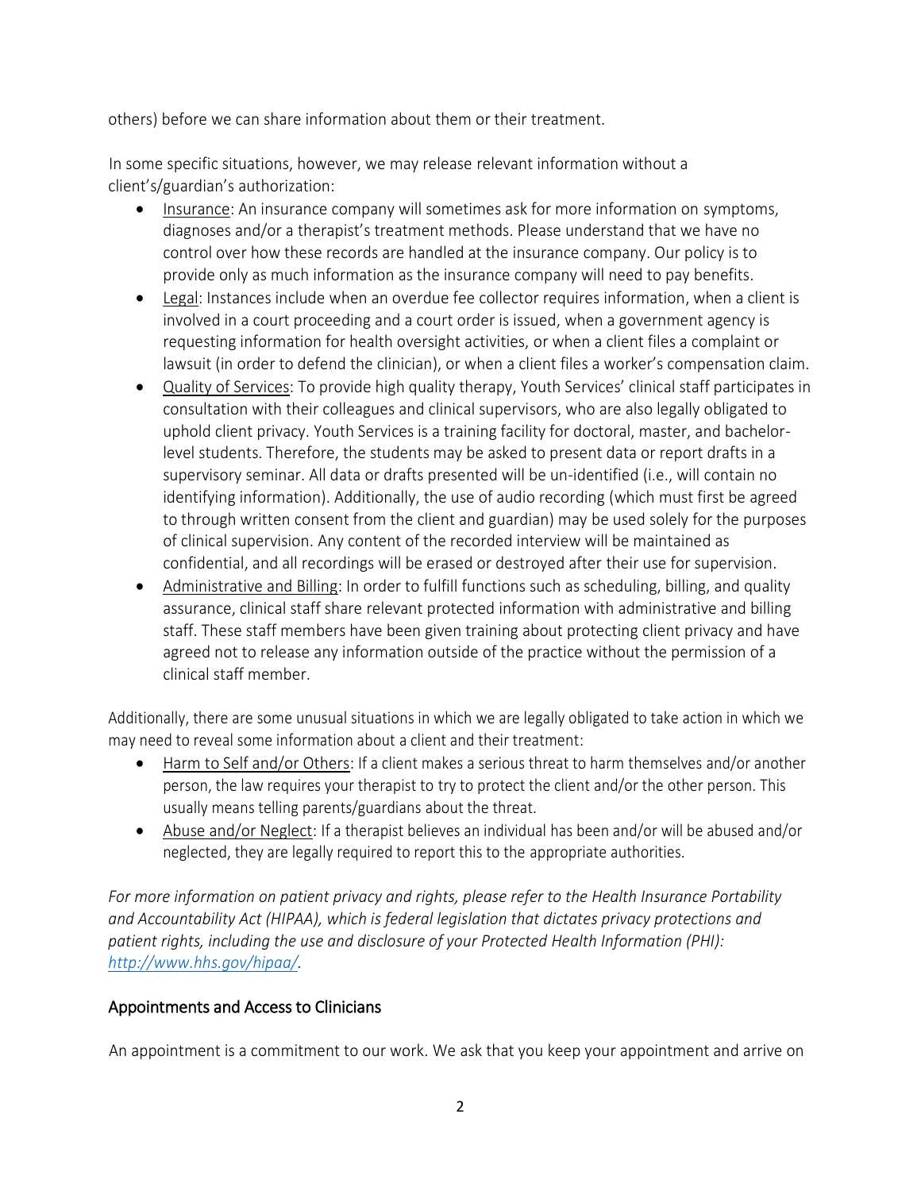others) before we can share information about them or their treatment.

In some specific situations, however, we may release relevant information without a client's/guardian's authorization:

- Insurance: An insurance company will sometimes ask for more information on symptoms, diagnoses and/or a therapist's treatment methods. Please understand that we have no control over how these records are handled at the insurance company. Our policy is to provide only as much information as the insurance company will need to pay benefits.
- Legal: Instances include when an overdue fee collector requires information, when a client is involved in a court proceeding and a court order is issued, when a government agency is requesting information for health oversight activities, or when a client files a complaint or lawsuit (in order to defend the clinician), or when a client files a worker's compensation claim.
- Quality of Services: To provide high quality therapy, Youth Services' clinical staff participates in consultation with their colleagues and clinical supervisors, who are also legally obligated to uphold client privacy. Youth Services is a training facility for doctoral, master, and bachelor-level students. Therefore, the students may be asked to present data or report drafts in a supervisory seminar. All data or drafts presented will be un-identified (i.e., will contain no identifying information). Additionally, the use of audio recording (which must first be agreed to through written consent from the client and guardian) may be used solely for the purposes of clinical supervision. Any content of the recorded interview will be maintained as confidential, and all recordings will be erased or destroyed after their use for supervision.
- Administrative and Billing: In order to fulfill functions such as scheduling, billing, and quality assurance, clinical staff share relevant protected information with administrative and billing staff. These staff members have been given training about protecting client privacy and have agreed not to release any information outside of the practice without the permission of a clinical staff member.

Additionally, there are some unusual situations in which we are legally obligated to take action in which we may need to reveal some information about a client and their treatment:

- Harm to Self and/or Others: If a client makes a serious threat to harm themselves and/or another person, the law requires your therapist to try to protect the client and/or the other person. This usually means telling parents/guardians about the threat.
- Abuse and/or Neglect: If a therapist believes an individual has been and/or will be abused and/or neglected, they are legally required to report this to the appropriate authorities.

*For more information on patient privacy and rights, please refer to the Health Insurance Portability and Accountability Act (HIPAA), which is federal legislation that dictates privacy protections and patient rights, including the use and disclosure of your Protected Health Information (PHI): [http://www.hhs.gov/hipaa/](http://www.hhs.gov/hipaa/).*

## Appointments and Access to Clinicians

An appointment is a commitment to our work. We ask that you keep your appointment and arrive on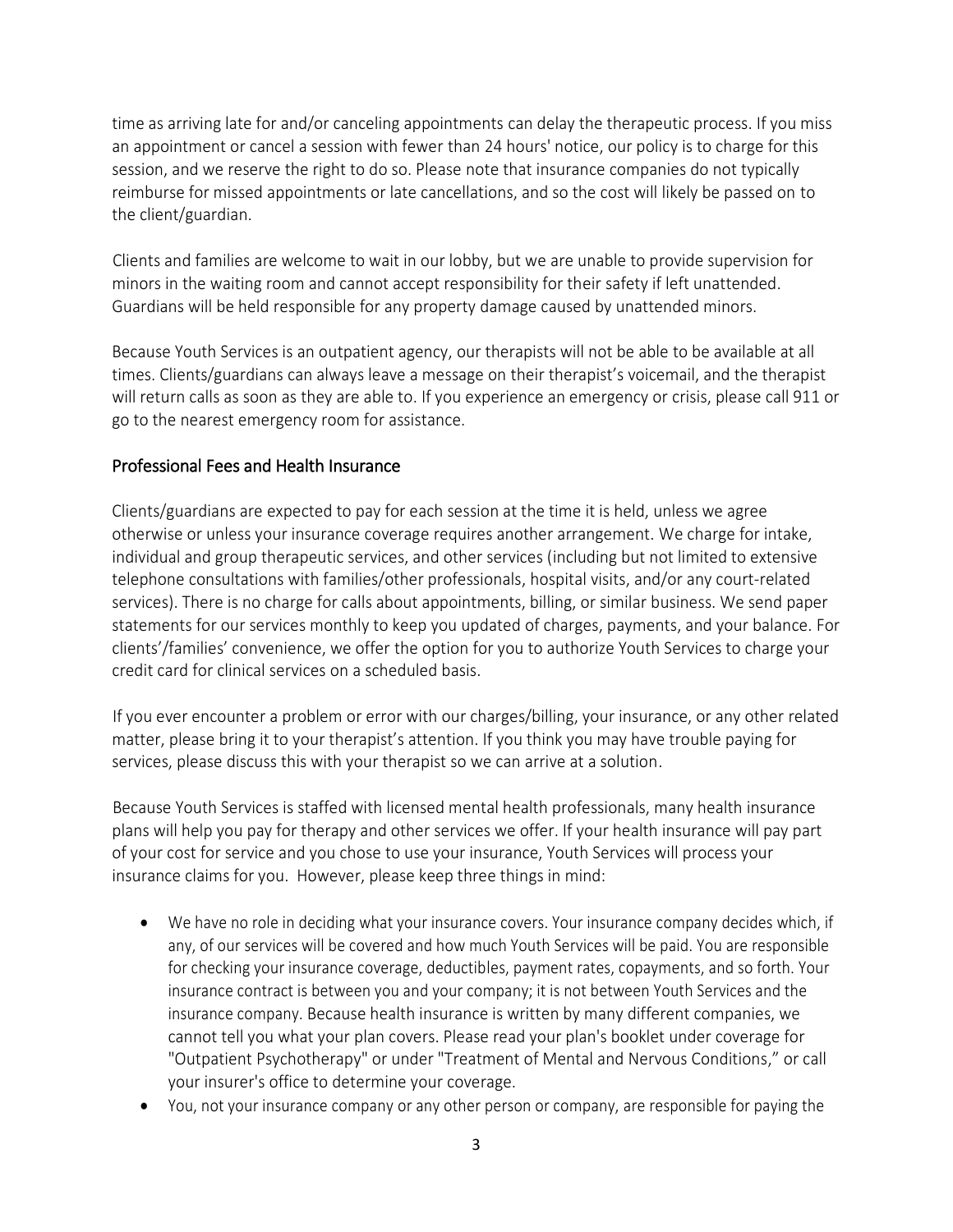time as arriving late for and/or canceling appointments can delay the therapeutic process. If you miss an appointment or cancel a session with fewer than 24 hours' notice, our policy is to charge for this session, and we reserve the right to do so. Please note that insurance companies do not typically reimburse for missed appointments or late cancellations, and so the cost will likely be passed on to the client/guardian.

Clients and families are welcome to wait in our lobby, but we are unable to provide supervision for minors in the waiting room and cannot accept responsibility for their safety if left unattended. Guardians will be held responsible for any property damage caused by unattended minors.

Because Youth Services is an outpatient agency, our therapists will not be able to be available at all times. Clients/guardians can always leave a message on their therapist's voicemail, and the therapist will return calls as soon as they are able to. If you experience an emergency or crisis, please call 911 or go to the nearest emergency room for assistance.

## Professional Fees and Health Insurance

Clients/guardians are expected to pay for each session at the time it is held, unless we agree otherwise or unless your insurance coverage requires another arrangement. We charge for intake, individual and group therapeutic services, and other services (including but not limited to extensive telephone consultations with families/other professionals, hospital visits, and/or any court-related services). There is no charge for calls about appointments, billing, or similar business. We send paper statements for our services monthly to keep you updated of charges, payments, and your balance. For clients'/families' convenience, we offer the option for you to authorize Youth Services to charge your credit card for clinical services on a scheduled basis.

If you ever encounter a problem or error with our charges/billing, your insurance, or any other related matter, please bring it to your therapist's attention. If you think you may have trouble paying for services, please discuss this with your therapist so we can arrive at a solution.

Because Youth Services is staffed with licensed mental health professionals, many health insurance plans will help you pay for therapy and other services we offer. If your health insurance will pay part of your cost for service and you chose to use your insurance, Youth Services will process your insurance claims for you. However, please keep three things in mind:

- We have no role in deciding what your insurance covers. Your insurance company decides which, if any, of our services will be covered and how much Youth Services will be paid. You are responsible for checking your insurance coverage, deductibles, payment rates, copayments, and so forth. Your insurance contract is between you and your company; it is not between Youth Services and the insurance company. Because health insurance is written by many different companies, we cannot tell you what your plan covers. Please read your plan's booklet under coverage for "Outpatient Psychotherapy" or under "Treatment of Mental and Nervous Conditions," or call your insurer's office to determine your coverage.
- You, not your insurance company or any other person or company, are responsible for paying the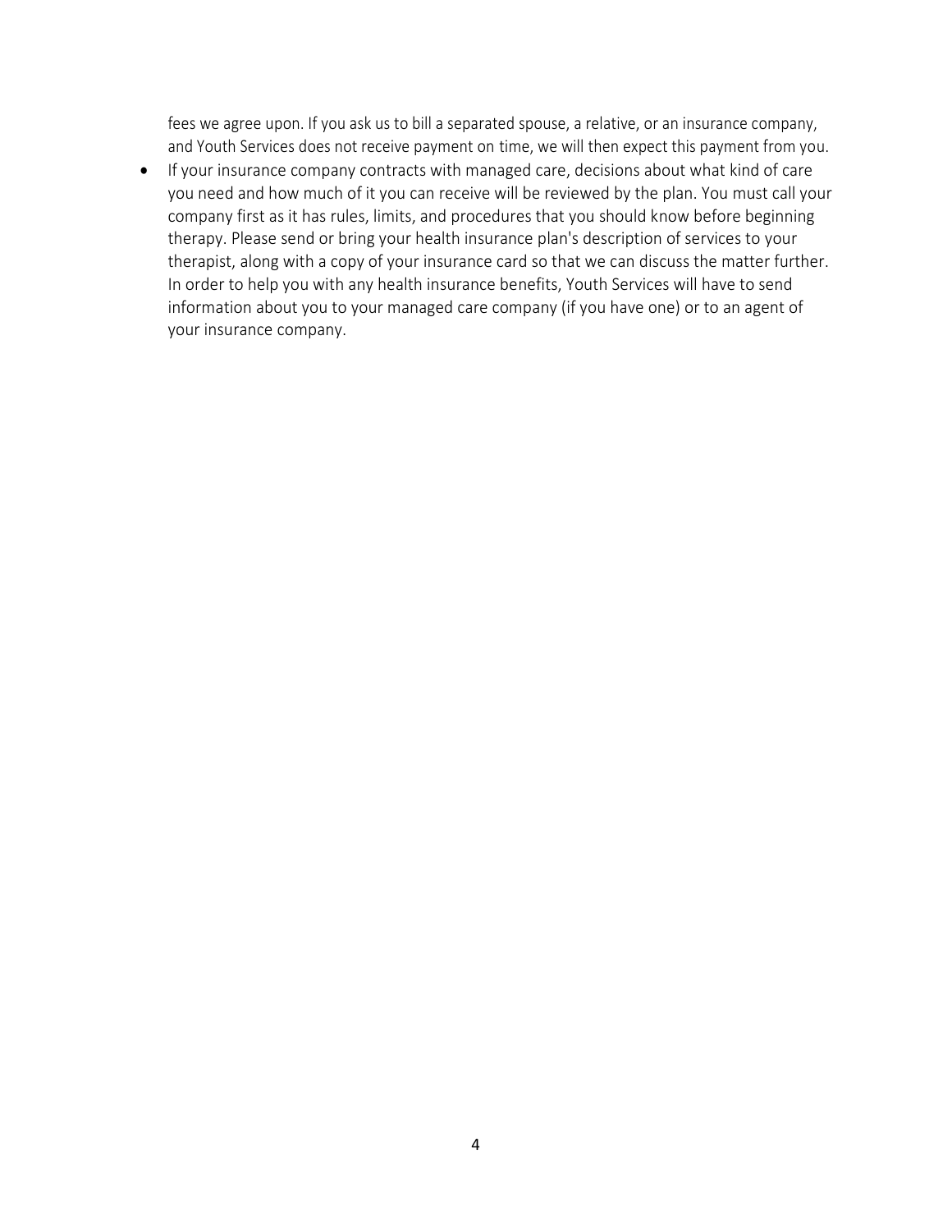fees we agree upon. If you ask us to bill a separated spouse, a relative, or an insurance company, and Youth Services does not receive payment on time, we will then expect this payment from you.

- If your insurance company contracts with managed care, decisions about what kind of care you need and how much of it you can receive will be reviewed by the plan. You must call your company first as it has rules, limits, and procedures that you should know before beginning therapy. Please send or bring your health insurance plan's description of services to your therapist, along with a copy of your insurance card so that we can discuss the matter further. In order to help you with any health insurance benefits, Youth Services will have to send information about you to your managed care company (if you have one) or to an agent of your insurance company.